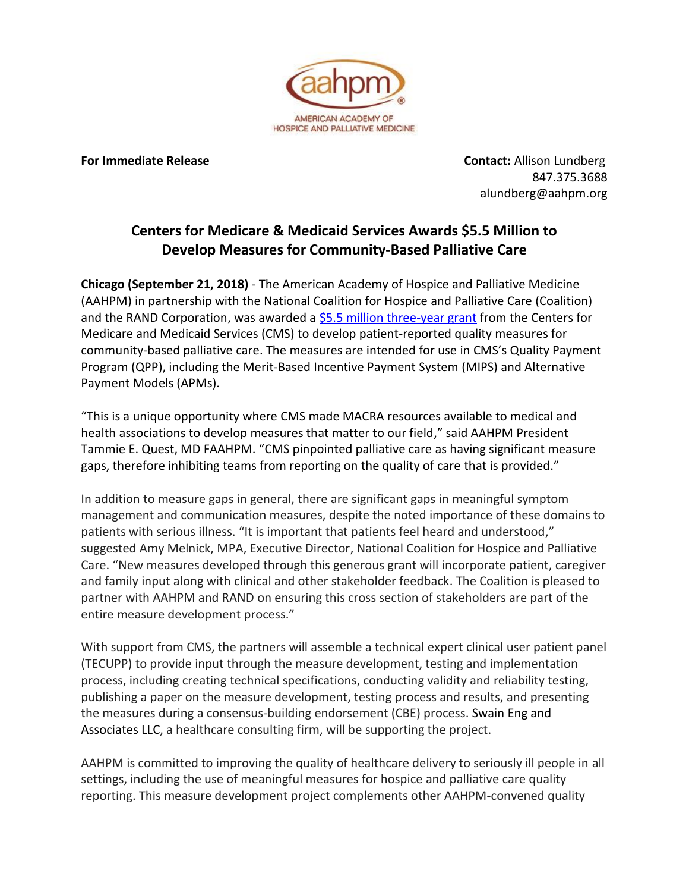aahpm®

AMERICAN ACADEMY OF HOSPICE AND PALLIATIVE MEDICINE

**For Immediate Release**

**Contact:** Allison Lundberg
847.375.3688
alundberg@aahpm.org

## Centers for Medicare & Medicaid Services Awards $5.5 Million to Develop Measures for Community-Based Palliative Care

**Chicago (September 21, 2018)** - The American Academy of Hospice and Palliative Medicine (AAHPM) in partnership with the National Coalition for Hospice and Palliative Care (Coalition) and the RAND Corporation, was awarded a [$5.5 million three-year grant]() from the Centers for Medicare and Medicaid Services (CMS) to develop patient-reported quality measures for community-based palliative care. The measures are intended for use in CMS's Quality Payment Program (QPP), including the Merit-Based Incentive Payment System (MIPS) and Alternative Payment Models (APMs).

"This is a unique opportunity where CMS made MACRA resources available to medical and health associations to develop measures that matter to our field," said AAHPM President Tammie E. Quest, MD FAAHPM. "CMS pinpointed palliative care as having significant measure gaps, therefore inhibiting teams from reporting on the quality of care that is provided."

In addition to measure gaps in general, there are significant gaps in meaningful symptom management and communication measures, despite the noted importance of these domains to patients with serious illness. "It is important that patients feel heard and understood," suggested Amy Melnick, MPA, Executive Director, National Coalition for Hospice and Palliative Care. "New measures developed through this generous grant will incorporate patient, caregiver and family input along with clinical and other stakeholder feedback. The Coalition is pleased to partner with AAHPM and RAND on ensuring this cross section of stakeholders are part of the entire measure development process."

With support from CMS, the partners will assemble a technical expert clinical user patient panel (TECUPP) to provide input through the measure development, testing and implementation process, including creating technical specifications, conducting validity and reliability testing, publishing a paper on the measure development, testing process and results, and presenting the measures during a consensus-building endorsement (CBE) process. Swain Eng and Associates LLC, a healthcare consulting firm, will be supporting the project.

AAHPM is committed to improving the quality of healthcare delivery to seriously ill people in all settings, including the use of meaningful measures for hospice and palliative care quality reporting. This measure development project complements other AAHPM-convened quality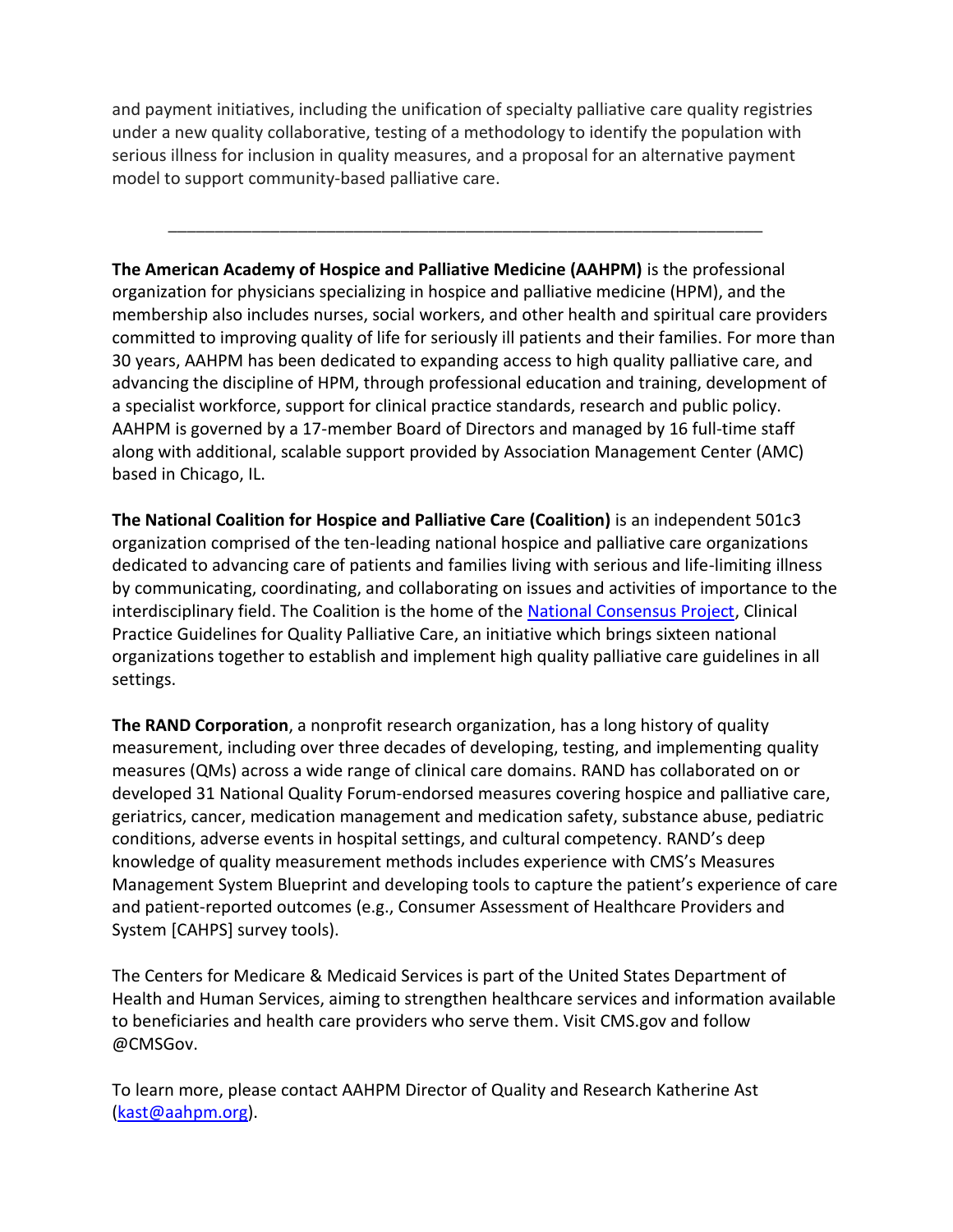and payment initiatives, including the unification of specialty palliative care quality registries under a new quality collaborative, testing of a methodology to identify the population with serious illness for inclusion in quality measures, and a proposal for an alternative payment model to support community-based palliative care.

---

**The American Academy of Hospice and Palliative Medicine (AAHPM)** is the professional organization for physicians specializing in hospice and palliative medicine (HPM), and the membership also includes nurses, social workers, and other health and spiritual care providers committed to improving quality of life for seriously ill patients and their families. For more than 30 years, AAHPM has been dedicated to expanding access to high quality palliative care, and advancing the discipline of HPM, through professional education and training, development of a specialist workforce, support for clinical practice standards, research and public policy. AAHPM is governed by a 17-member Board of Directors and managed by 16 full-time staff along with additional, scalable support provided by Association Management Center (AMC) based in Chicago, IL.

**The National Coalition for Hospice and Palliative Care (Coalition)** is an independent 501c3 organization comprised of the ten-leading national hospice and palliative care organizations dedicated to advancing care of patients and families living with serious and life-limiting illness by communicating, coordinating, and collaborating on issues and activities of importance to the interdisciplinary field. The Coalition is the home of the [National Consensus Project](), Clinical Practice Guidelines for Quality Palliative Care, an initiative which brings sixteen national organizations together to establish and implement high quality palliative care guidelines in all settings.

**The RAND Corporation**, a nonprofit research organization, has a long history of quality measurement, including over three decades of developing, testing, and implementing quality measures (QMs) across a wide range of clinical care domains. RAND has collaborated on or developed 31 National Quality Forum-endorsed measures covering hospice and palliative care, geriatrics, cancer, medication management and medication safety, substance abuse, pediatric conditions, adverse events in hospital settings, and cultural competency. RAND's deep knowledge of quality measurement methods includes experience with CMS's Measures Management System Blueprint and developing tools to capture the patient's experience of care and patient-reported outcomes (e.g., Consumer Assessment of Healthcare Providers and System [CAHPS] survey tools).

The Centers for Medicare & Medicaid Services is part of the United States Department of Health and Human Services, aiming to strengthen healthcare services and information available to beneficiaries and health care providers who serve them. Visit CMS.gov and follow @CMSGov.

To learn more, please contact AAHPM Director of Quality and Research Katherine Ast ([kast@aahpm.org](mailto:kast@aahpm.org)).